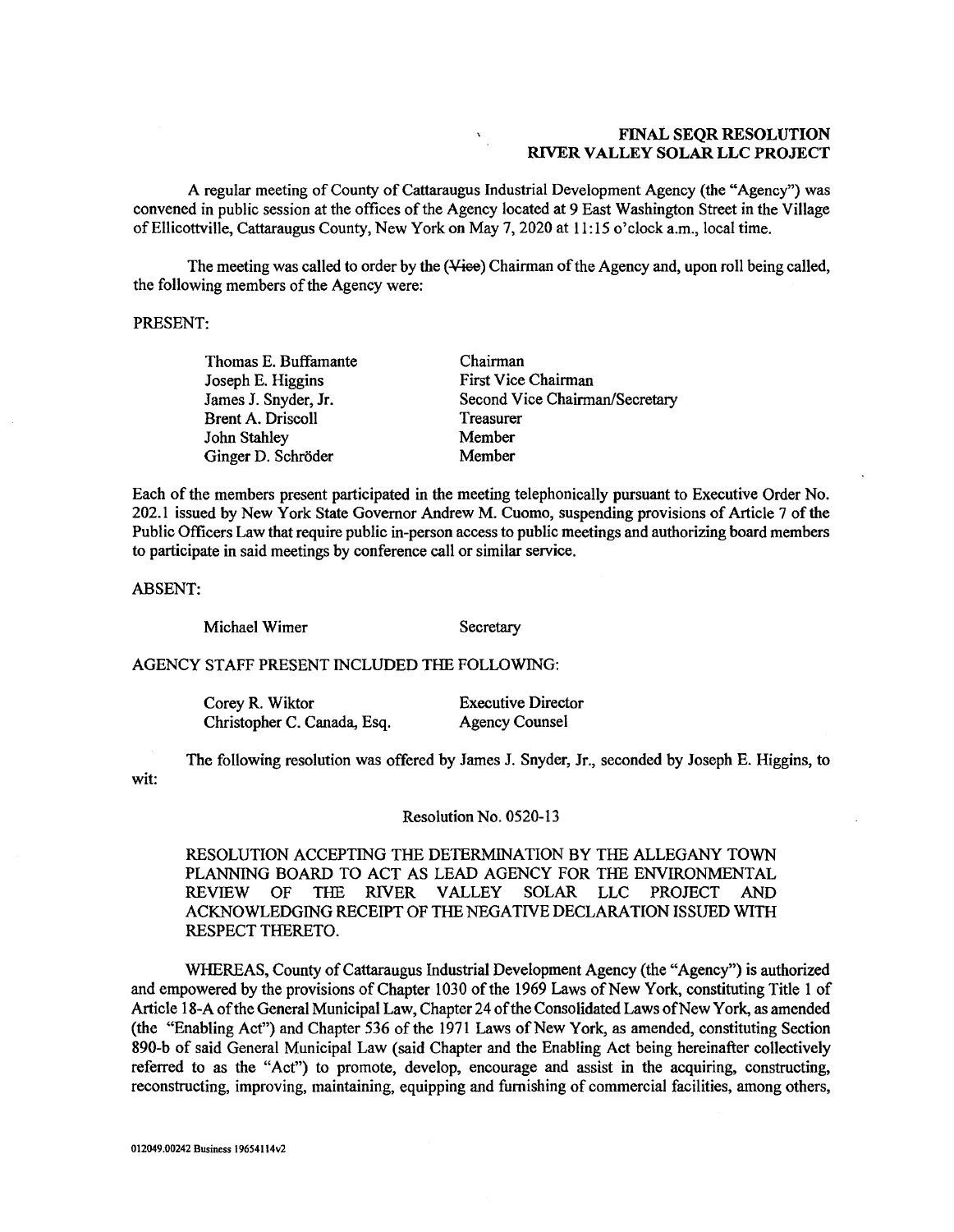**FINAL SEQR RESOLUTION**
**RIVER VALLEY SOLAR LLC PROJECT**

A regular meeting of County of Cattaraugus Industrial Development Agency (the "Agency") was convened in public session at the offices of the Agency located at 9 East Washington Street in the Village of Ellicottville, Cattaraugus County, New York on May 7, 2020 at 11:15 o'clock a.m., local time.

The meeting was called to order by the ~~(Vice)~~ Chairman of the Agency and, upon roll being called, the following members of the Agency were:

PRESENT:

| | |
|---|---|
| Thomas E. Buffamante | Chairman |
| Joseph E. Higgins | First Vice Chairman |
| James J. Snyder, Jr. | Second Vice Chairman/Secretary |
| Brent A. Driscoll | Treasurer |
| John Stahley | Member |
| Ginger D. Schröder | Member |

Each of the members present participated in the meeting telephonically pursuant to Executive Order No. 202.1 issued by New York State Governor Andrew M. Cuomo, suspending provisions of Article 7 of the Public Officers Law that require public in-person access to public meetings and authorizing board members to participate in said meetings by conference call or similar service.

ABSENT:

| | |
|---|---|
| Michael Wimer | Secretary |

AGENCY STAFF PRESENT INCLUDED THE FOLLOWING:

| | |
|---|---|
| Corey R. Wiktor | Executive Director |
| Christopher C. Canada, Esq. | Agency Counsel |

The following resolution was offered by James J. Snyder, Jr., seconded by Joseph E. Higgins, to wit:

Resolution No. 0520-13

RESOLUTION ACCEPTING THE DETERMINATION BY THE ALLEGANY TOWN PLANNING BOARD TO ACT AS LEAD AGENCY FOR THE ENVIRONMENTAL REVIEW OF THE RIVER VALLEY SOLAR LLC PROJECT AND ACKNOWLEDGING RECEIPT OF THE NEGATIVE DECLARATION ISSUED WITH RESPECT THERETO.

WHEREAS, County of Cattaraugus Industrial Development Agency (the "Agency") is authorized and empowered by the provisions of Chapter 1030 of the 1969 Laws of New York, constituting Title 1 of Article 18-A of the General Municipal Law, Chapter 24 of the Consolidated Laws of New York, as amended (the "Enabling Act") and Chapter 536 of the 1971 Laws of New York, as amended, constituting Section 890-b of said General Municipal Law (said Chapter and the Enabling Act being hereinafter collectively referred to as the "Act") to promote, develop, encourage and assist in the acquiring, constructing, reconstructing, improving, maintaining, equipping and furnishing of commercial facilities, among others,

012049.00242 Business 19654114v2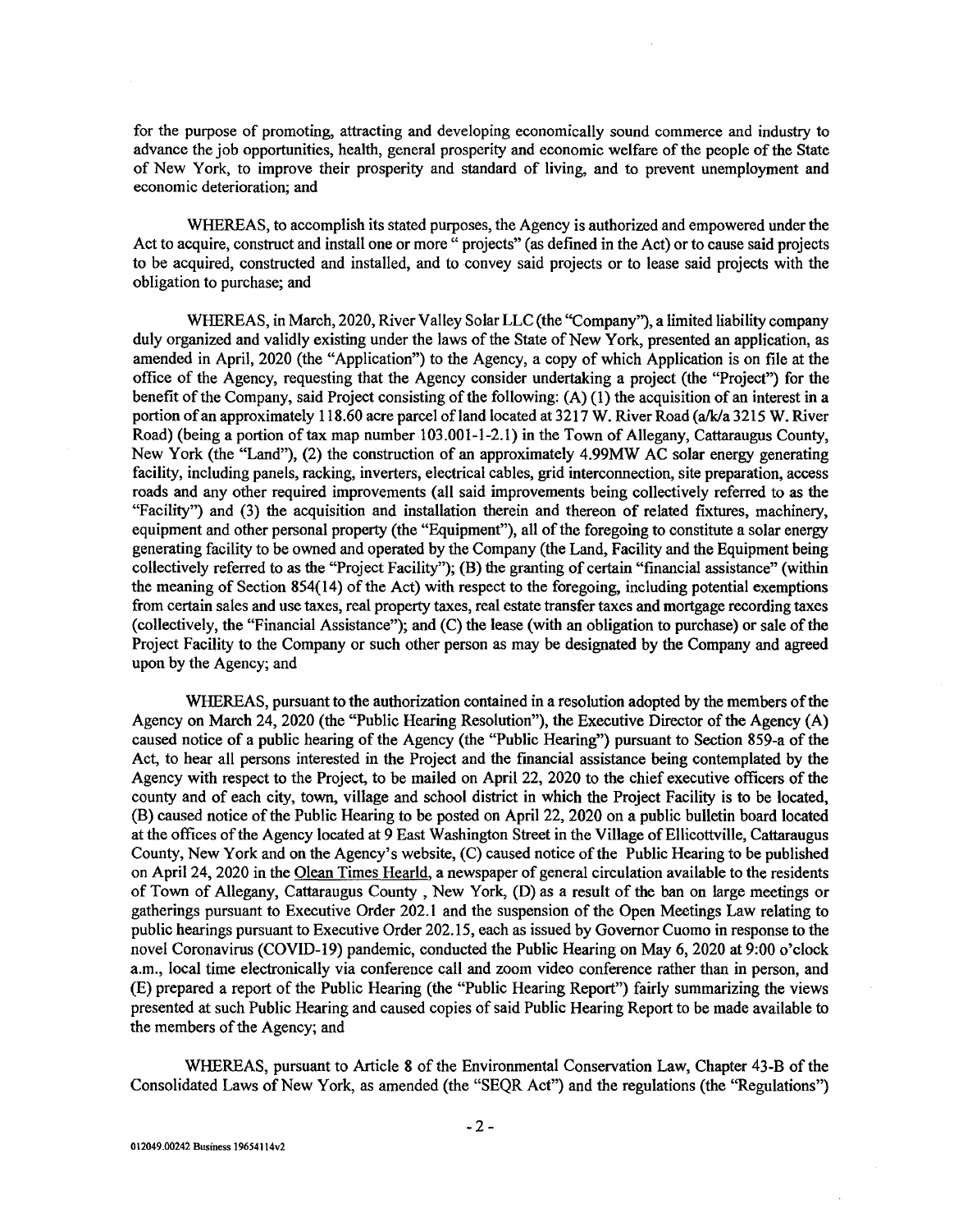for the purpose of promoting, attracting and developing economically sound commerce and industry to advance the job opportunities, health, general prosperity and economic welfare of the people of the State of New York, to improve their prosperity and standard of living, and to prevent unemployment and economic deterioration; and

WHEREAS, to accomplish its stated purposes, the Agency is authorized and empowered under the Act to acquire, construct and install one or more " projects" (as defined in the Act) or to cause said projects to be acquired, constructed and installed, and to convey said projects or to lease said projects with the obligation to purchase; and

WHEREAS, in March, 2020, River Valley Solar LLC (the "Company"), a limited liability company duly organized and validly existing under the laws of the State of New York, presented an application, as amended in April, 2020 (the "Application") to the Agency, a copy of which Application is on file at the office of the Agency, requesting that the Agency consider undertaking a project (the "Project") for the benefit of the Company, said Project consisting of the following: (A) (1) the acquisition of an interest in a portion of an approximately 118.60 acre parcel of land located at 3217 W. River Road (a/k/a 3215 W. River Road) (being a portion of tax map number 103.001-1-2.1) in the Town of Allegany, Cattaraugus County, New York (the "Land"), (2) the construction of an approximately 4.99MW AC solar energy generating facility, including panels, racking, inverters, electrical cables, grid interconnection, site preparation, access roads and any other required improvements (all said improvements being collectively referred to as the "Facility") and (3) the acquisition and installation therein and thereon of related fixtures, machinery, equipment and other personal property (the "Equipment"), all of the foregoing to constitute a solar energy generating facility to be owned and operated by the Company (the Land, Facility and the Equipment being collectively referred to as the "Project Facility"); (B) the granting of certain "financial assistance" (within the meaning of Section 854(14) of the Act) with respect to the foregoing, including potential exemptions from certain sales and use taxes, real property taxes, real estate transfer taxes and mortgage recording taxes (collectively, the "Financial Assistance"); and (C) the lease (with an obligation to purchase) or sale of the Project Facility to the Company or such other person as may be designated by the Company and agreed upon by the Agency; and

WHEREAS, pursuant to the authorization contained in a resolution adopted by the members of the Agency on March 24, 2020 (the "Public Hearing Resolution"), the Executive Director of the Agency (A) caused notice of a public hearing of the Agency (the "Public Hearing") pursuant to Section 859-a of the Act, to hear all persons interested in the Project and the financial assistance being contemplated by the Agency with respect to the Project, to be mailed on April 22, 2020 to the chief executive officers of the county and of each city, town, village and school district in which the Project Facility is to be located, (B) caused notice of the Public Hearing to be posted on April 22, 2020 on a public bulletin board located at the offices of the Agency located at 9 East Washington Street in the Village of Ellicottville, Cattaraugus County, New York and on the Agency's website, (C) caused notice of the Public Hearing to be published on April 24, 2020 in the Olean Times Hearld, a newspaper of general circulation available to the residents of Town of Allegany, Cattaraugus County , New York, (D) as a result of the ban on large meetings or gatherings pursuant to Executive Order 202.1 and the suspension of the Open Meetings Law relating to public hearings pursuant to Executive Order 202.15, each as issued by Governor Cuomo in response to the novel Coronavirus (COVID-19) pandemic, conducted the Public Hearing on May 6, 2020 at 9:00 o'clock a.m., local time electronically via conference call and zoom video conference rather than in person, and (E) prepared a report of the Public Hearing (the "Public Hearing Report") fairly summarizing the views presented at such Public Hearing and caused copies of said Public Hearing Report to be made available to the members of the Agency; and

WHEREAS, pursuant to Article 8 of the Environmental Conservation Law, Chapter 43-B of the Consolidated Laws of New York, as amended (the "SEQR Act") and the regulations (the "Regulations")

012049.00242 Business 19654114v2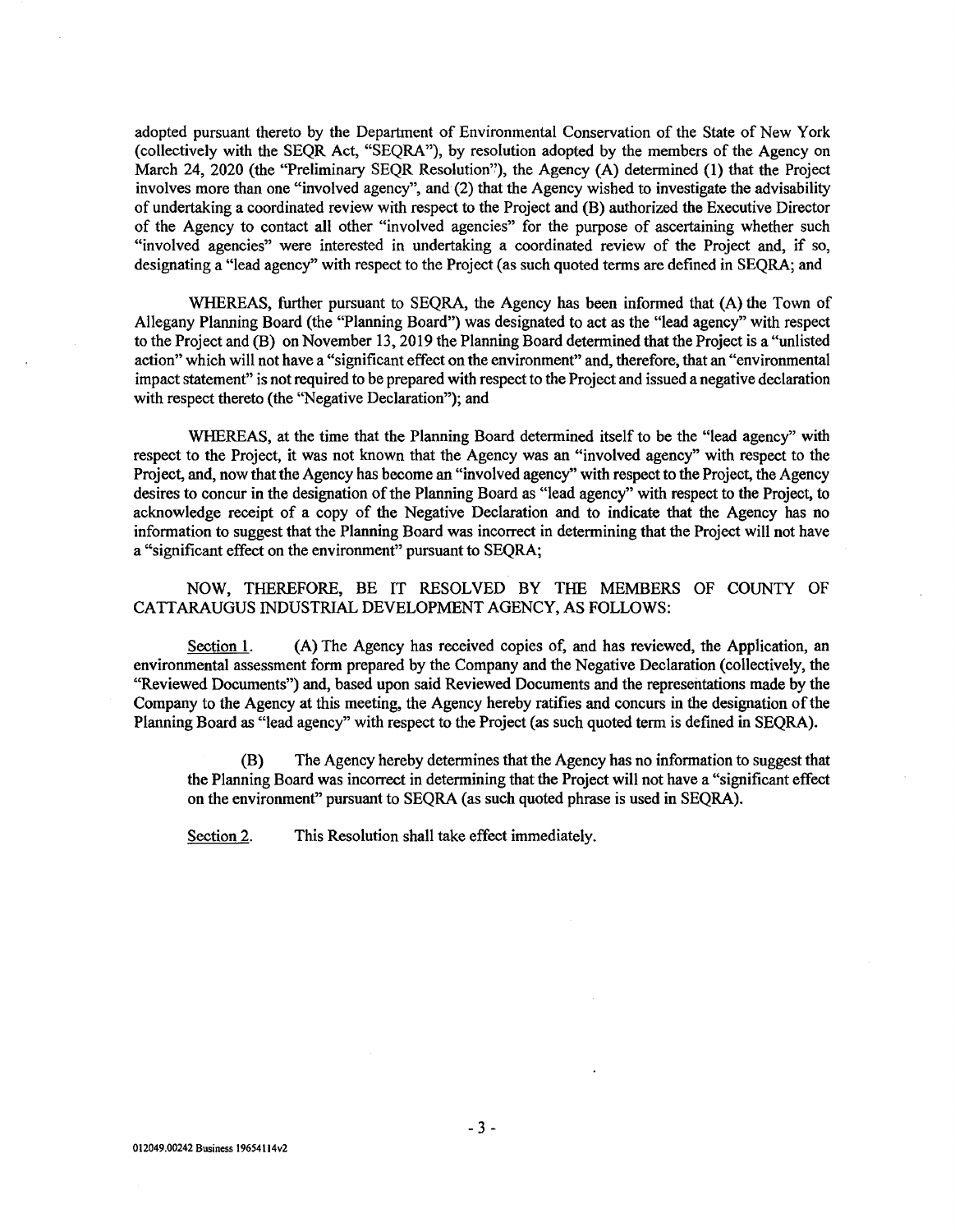adopted pursuant thereto by the Department of Environmental Conservation of the State of New York (collectively with the SEQR Act, "SEQRA"), by resolution adopted by the members of the Agency on March 24, 2020 (the "Preliminary SEQR Resolution"), the Agency (A) determined (1) that the Project involves more than one "involved agency", and (2) that the Agency wished to investigate the advisability of undertaking a coordinated review with respect to the Project and (B) authorized the Executive Director of the Agency to contact all other "involved agencies" for the purpose of ascertaining whether such "involved agencies" were interested in undertaking a coordinated review of the Project and, if so, designating a "lead agency" with respect to the Project (as such quoted terms are defined in SEQRA; and

WHEREAS, further pursuant to SEQRA, the Agency has been informed that (A) the Town of Allegany Planning Board (the "Planning Board") was designated to act as the "lead agency" with respect to the Project and (B) on November 13, 2019 the Planning Board determined that the Project is a "unlisted action" which will not have a "significant effect on the environment" and, therefore, that an "environmental impact statement" is not required to be prepared with respect to the Project and issued a negative declaration with respect thereto (the "Negative Declaration"); and

WHEREAS, at the time that the Planning Board determined itself to be the "lead agency" with respect to the Project, it was not known that the Agency was an "involved agency" with respect to the Project, and, now that the Agency has become an "involved agency" with respect to the Project, the Agency desires to concur in the designation of the Planning Board as "lead agency" with respect to the Project, to acknowledge receipt of a copy of the Negative Declaration and to indicate that the Agency has no information to suggest that the Planning Board was incorrect in determining that the Project will not have a "significant effect on the environment" pursuant to SEQRA;

NOW, THEREFORE, BE IT RESOLVED BY THE MEMBERS OF COUNTY OF CATTARAUGUS INDUSTRIAL DEVELOPMENT AGENCY, AS FOLLOWS:

Section 1. (A) The Agency has received copies of, and has reviewed, the Application, an environmental assessment form prepared by the Company and the Negative Declaration (collectively, the "Reviewed Documents") and, based upon said Reviewed Documents and the representations made by the Company to the Agency at this meeting, the Agency hereby ratifies and concurs in the designation of the Planning Board as "lead agency" with respect to the Project (as such quoted term is defined in SEQRA).

(B) The Agency hereby determines that the Agency has no information to suggest that the Planning Board was incorrect in determining that the Project will not have a "significant effect on the environment" pursuant to SEQRA (as such quoted phrase is used in SEQRA).

Section 2. This Resolution shall take effect immediately.

012049.00242 Business 19654114v2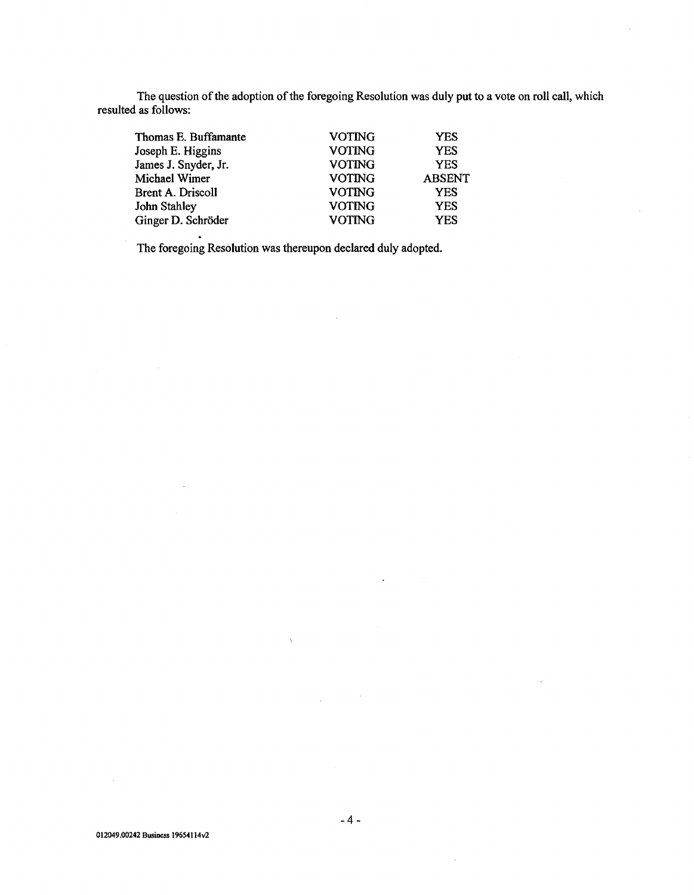The question of the adoption of the foregoing Resolution was duly put to a vote on roll call, which resulted as follows:

| | | |
|---|---|---|
| Thomas E. Buffamante | VOTING | YES |
| Joseph E. Higgins | VOTING | YES |
| James J. Snyder, Jr. | VOTING | YES |
| Michael Wimer | VOTING | ABSENT |
| Brent A. Driscoll | VOTING | YES |
| John Stahley | VOTING | YES |
| Ginger D. Schröder | VOTING | YES |

The foregoing Resolution was thereupon declared duly adopted.

012049.00242 Business 19654114v2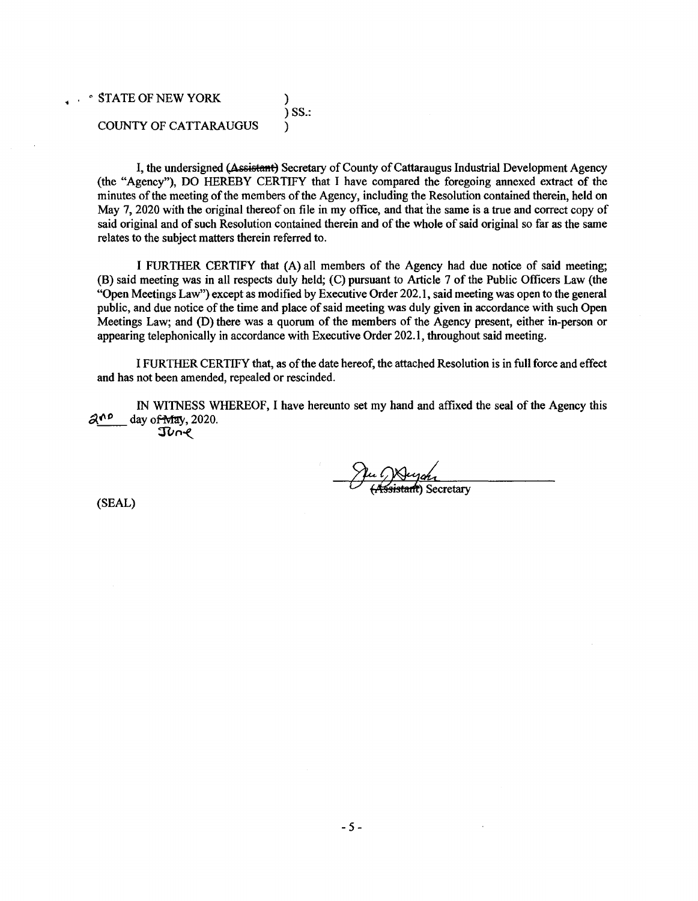STATE OF NEW YORK )
) SS.:
COUNTY OF CATTARAUGUS )

I, the undersigned ~~(Assistant)~~ Secretary of County of Cattaraugus Industrial Development Agency (the "Agency"), DO HEREBY CERTIFY that I have compared the foregoing annexed extract of the minutes of the meeting of the members of the Agency, including the Resolution contained therein, held on May 7, 2020 with the original thereof on file in my office, and that the same is a true and correct copy of said original and of such Resolution contained therein and of the whole of said original so far as the same relates to the subject matters therein referred to.

I FURTHER CERTIFY that (A) all members of the Agency had due notice of said meeting; (B) said meeting was in all respects duly held; (C) pursuant to Article 7 of the Public Officers Law (the "Open Meetings Law") except as modified by Executive Order 202.1, said meeting was open to the general public, and due notice of the time and place of said meeting was duly given in accordance with such Open Meetings Law; and (D) there was a quorum of the members of the Agency present, either in-person or appearing telephonically in accordance with Executive Order 202.1, throughout said meeting.

I FURTHER CERTIFY that, as of the date hereof, the attached Resolution is in full force and effect and has not been amended, repealed or rescinded.

IN WITNESS WHEREOF, I have hereunto set my hand and affixed the seal of the Agency this 2nd day of ~~May~~ June, 2020.

(SEAL)

~~(Assistant)~~ Secretary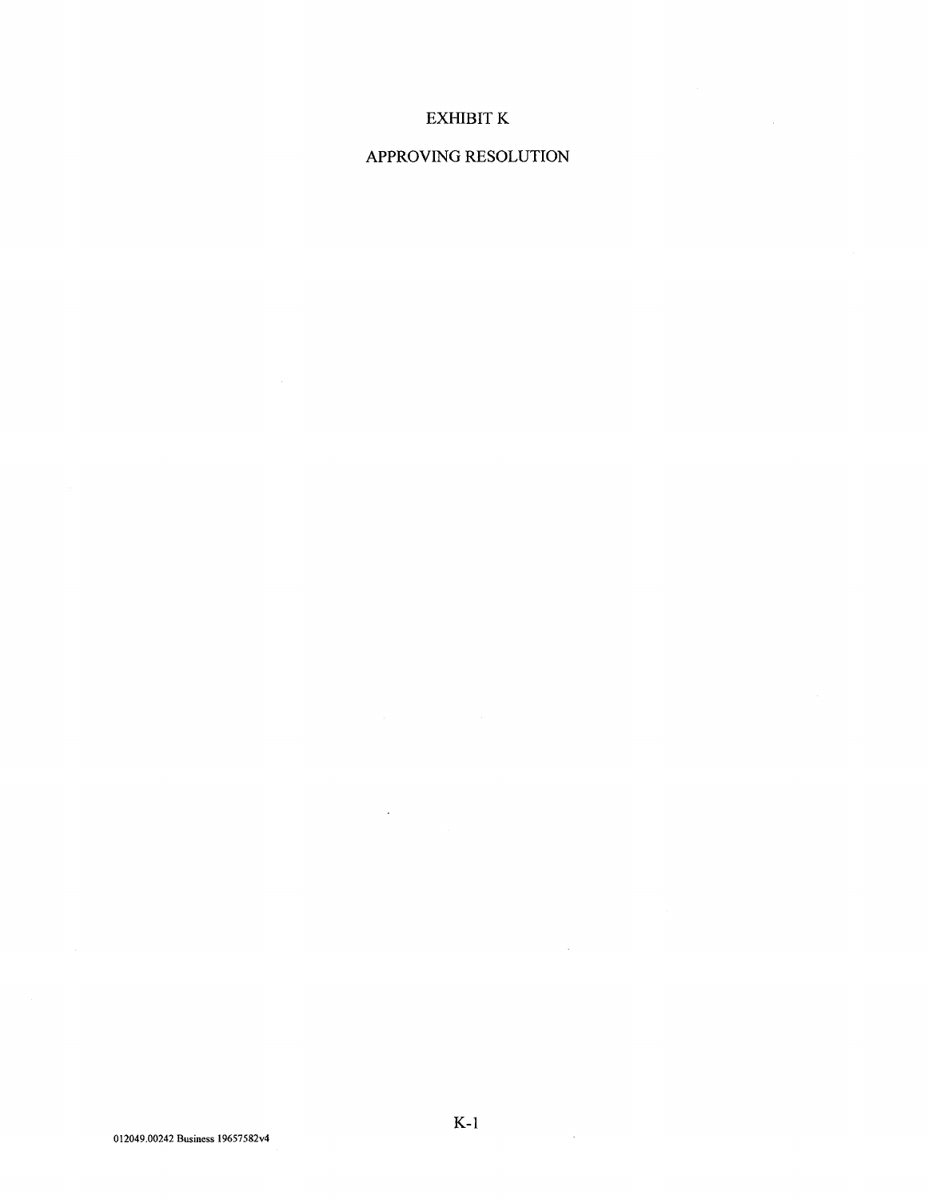# EXHIBIT K

# APPROVING RESOLUTION